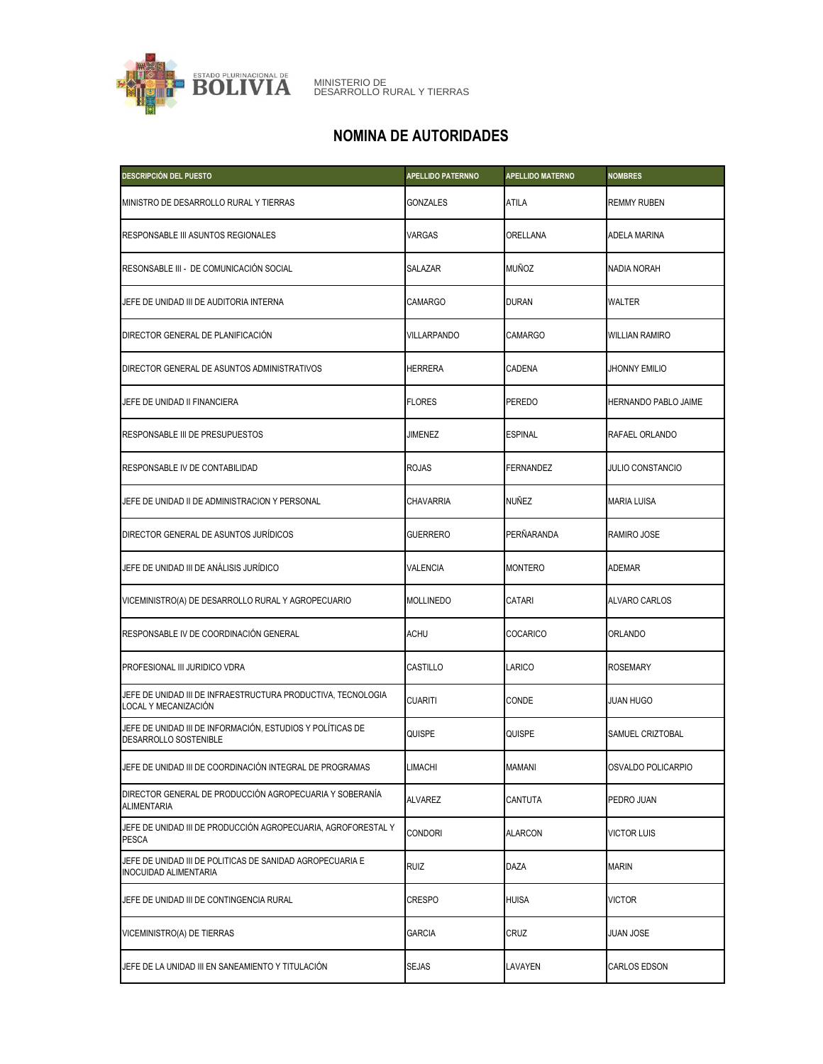ESTADO PLURINACIONAL DE BOLIVIA

MINISTERIO DE DESARROLLO RURAL Y TIERRAS

# NOMINA DE AUTORIDADES

| DESCRIPCIÓN DEL PUESTO | APELLIDO PATERNNO | APELLIDO MATERNO | NOMBRES |
|---|---|---|---|
| MINISTRO DE DESARROLLO RURAL Y TIERRAS | GONZALES | ATILA | REMMY RUBEN |
| RESPONSABLE III ASUNTOS REGIONALES | VARGAS | ORELLANA | ADELA MARINA |
| RESONSABLE III - DE COMUNICACIÓN SOCIAL | SALAZAR | MUÑOZ | NADIA NORAH |
| JEFE DE UNIDAD III DE AUDITORIA INTERNA | CAMARGO | DURAN | WALTER |
| DIRECTOR GENERAL DE PLANIFICACIÓN | VILLARPANDO | CAMARGO | WILLIAN RAMIRO |
| DIRECTOR GENERAL DE ASUNTOS ADMINISTRATIVOS | HERRERA | CADENA | JHONNY EMILIO |
| JEFE DE UNIDAD II FINANCIERA | FLORES | PEREDO | HERNANDO PABLO JAIME |
| RESPONSABLE III DE PRESUPUESTOS | JIMENEZ | ESPINAL | RAFAEL ORLANDO |
| RESPONSABLE IV DE CONTABILIDAD | ROJAS | FERNANDEZ | JULIO CONSTANCIO |
| JEFE DE UNIDAD II DE ADMINISTRACION Y PERSONAL | CHAVARRIA | NUÑEZ | MARIA LUISA |
| DIRECTOR GENERAL DE ASUNTOS JURÍDICOS | GUERRERO | PERÑARANDA | RAMIRO JOSE |
| JEFE DE UNIDAD III DE ANÁLISIS JURÍDICO | VALENCIA | MONTERO | ADEMAR |
| VICEMINISTRO(A) DE DESARROLLO RURAL Y AGROPECUARIO | MOLLINEDO | CATARI | ALVARO CARLOS |
| RESPONSABLE IV DE COORDINACIÓN GENERAL | ACHU | COCARICO | ORLANDO |
| PROFESIONAL III JURIDICO VDRA | CASTILLO | LARICO | ROSEMARY |
| JEFE DE UNIDAD III DE INFRAESTRUCTURA PRODUCTIVA, TECNOLOGIA LOCAL Y MECANIZACIÓN | CUARITI | CONDE | JUAN HUGO |
| JEFE DE UNIDAD III DE INFORMACIÓN, ESTUDIOS Y POLÍTICAS DE DESARROLLO SOSTENIBLE | QUISPE | QUISPE | SAMUEL CRIZTOBAL |
| JEFE DE UNIDAD III DE COORDINACIÓN INTEGRAL DE PROGRAMAS | LIMACHI | MAMANI | OSVALDO POLICARPIO |
| DIRECTOR GENERAL DE PRODUCCIÓN AGROPECUARIA Y SOBERANÍA ALIMENTARIA | ALVAREZ | CANTUTA | PEDRO JUAN |
| JEFE DE UNIDAD III DE PRODUCCIÓN AGROPECUARIA, AGROFORESTAL Y PESCA | CONDORI | ALARCON | VICTOR LUIS |
| JEFE DE UNIDAD III DE POLITICAS DE SANIDAD AGROPECUARIA E INOCUIDAD ALIMENTARIA | RUIZ | DAZA | MARIN |
| JEFE DE UNIDAD III DE CONTINGENCIA RURAL | CRESPO | HUISA | VICTOR |
| VICEMINISTRO(A) DE TIERRAS | GARCIA | CRUZ | JUAN JOSE |
| JEFE DE LA UNIDAD III EN SANEAMIENTO Y TITULACIÓN | SEJAS | LAVAYEN | CARLOS EDSON |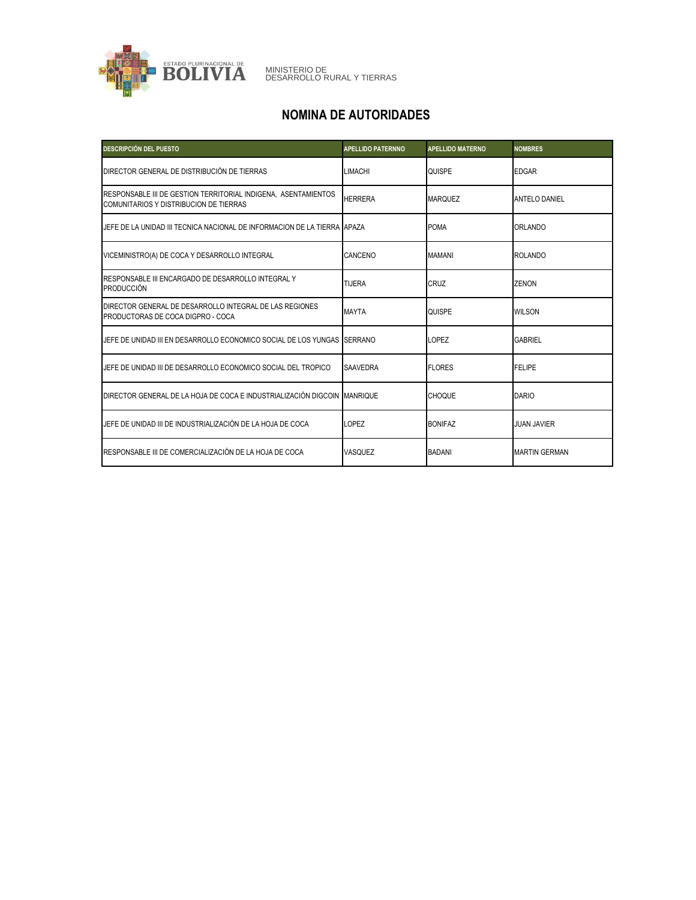ESTADO PLURINACIONAL DE BOLIVIA

MINISTERIO DE DESARROLLO RURAL Y TIERRAS

# NOMINA DE AUTORIDADES

| DESCRIPCIÓN DEL PUESTO | APELLIDO PATERNNO | APELLIDO MATERNO | NOMBRES |
|---|---|---|---|
| DIRECTOR GENERAL DE DISTRIBUCIÓN DE TIERRAS | LIMACHI | QUISPE | EDGAR |
| RESPONSABLE III DE GESTION TERRITORIAL INDIGENA, ASENTAMIENTOS COMUNITARIOS Y DISTRIBUCION DE TIERRAS | HERRERA | MARQUEZ | ANTELO DANIEL |
| JEFE DE LA UNIDAD III TECNICA NACIONAL DE INFORMACION DE LA TIERRA | APAZA | POMA | ORLANDO |
| VICEMINISTRO(A) DE COCA Y DESARROLLO INTEGRAL | CANCENO | MAMANI | ROLANDO |
| RESPONSABLE III ENCARGADO DE DESARROLLO INTEGRAL Y PRODUCCIÓN | TIJERA | CRUZ | ZENON |
| DIRECTOR GENERAL DE DESARROLLO INTEGRAL DE LAS REGIONES PRODUCTORAS DE COCA DIGPRO - COCA | MAYTA | QUISPE | WILSON |
| JEFE DE UNIDAD III EN DESARROLLO ECONOMICO SOCIAL DE LOS YUNGAS | SERRANO | LOPEZ | GABRIEL |
| JEFE DE UNIDAD III DE DESARROLLO ECONOMICO SOCIAL DEL TROPICO | SAAVEDRA | FLORES | FELIPE |
| DIRECTOR GENERAL DE LA HOJA DE COCA E INDUSTRIALIZACIÓN DIGCOIN | MANRIQUE | CHOQUE | DARIO |
| JEFE DE UNIDAD III DE INDUSTRIALIZACIÓN DE LA HOJA DE COCA | LOPEZ | BONIFAZ | JUAN JAVIER |
| RESPONSABLE III DE COMERCIALIZACIÓN DE LA HOJA DE COCA | VASQUEZ | BADANI | MARTIN GERMAN |